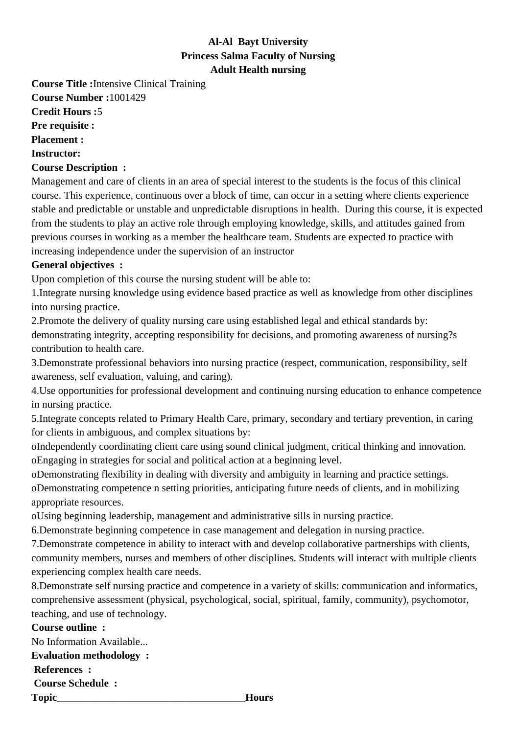**Al-Al Bayt University**
**Princess Salma Faculty of Nursing**
**Adult Health nursing**

**Course Title :**Intensive Clinical Training
**Course Number :**1001429
**Credit Hours :**5
**Pre requisite :**
**Placement :**
**Instructor:**
**Course Description :**

Management and care of clients in an area of special interest to the students is the focus of this clinical course. This experience, continuous over a block of time, can occur in a setting where clients experience stable and predictable or unstable and unpredictable disruptions in health. During this course, it is expected from the students to play an active role through employing knowledge, skills, and attitudes gained from previous courses in working as a member the healthcare team. Students are expected to practice with increasing independence under the supervision of an instructor

**General objectives :**

Upon completion of this course the nursing student will be able to:

1.Integrate nursing knowledge using evidence based practice as well as knowledge from other disciplines into nursing practice.

2.Promote the delivery of quality nursing care using established legal and ethical standards by: demonstrating integrity, accepting responsibility for decisions, and promoting awareness of nursing?s contribution to health care.

3.Demonstrate professional behaviors into nursing practice (respect, communication, responsibility, self awareness, self evaluation, valuing, and caring).

4.Use opportunities for professional development and continuing nursing education to enhance competence in nursing practice.

5.Integrate concepts related to Primary Health Care, primary, secondary and tertiary prevention, in caring for clients in ambiguous, and complex situations by:

oIndependently coordinating client care using sound clinical judgment, critical thinking and innovation.
oEngaging in strategies for social and political action at a beginning level.
oDemonstrating flexibility in dealing with diversity and ambiguity in learning and practice settings.
oDemonstrating competence n setting priorities, anticipating future needs of clients, and in mobilizing appropriate resources.
oUsing beginning leadership, management and administrative sills in nursing practice.

6.Demonstrate beginning competence in case management and delegation in nursing practice.

7.Demonstrate competence in ability to interact with and develop collaborative partnerships with clients, community members, nurses and members of other disciplines. Students will interact with multiple clients experiencing complex health care needs.

8.Demonstrate self nursing practice and competence in a variety of skills: communication and informatics, comprehensive assessment (physical, psychological, social, spiritual, family, community), psychomotor, teaching, and use of technology.

**Course outline :**

No Information Available...

**Evaluation methodology :**

**References :**

**Course Schedule :**

**Topic___________________________________Hours**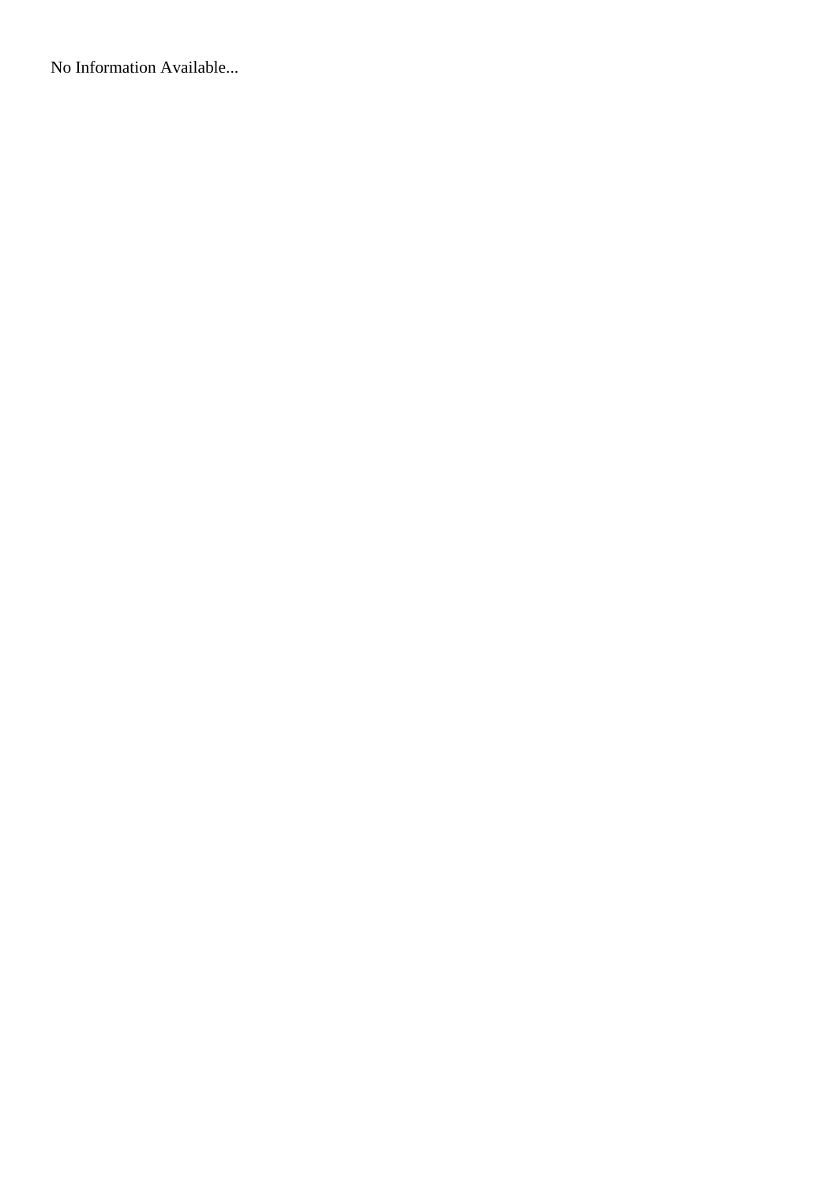No Information Available...